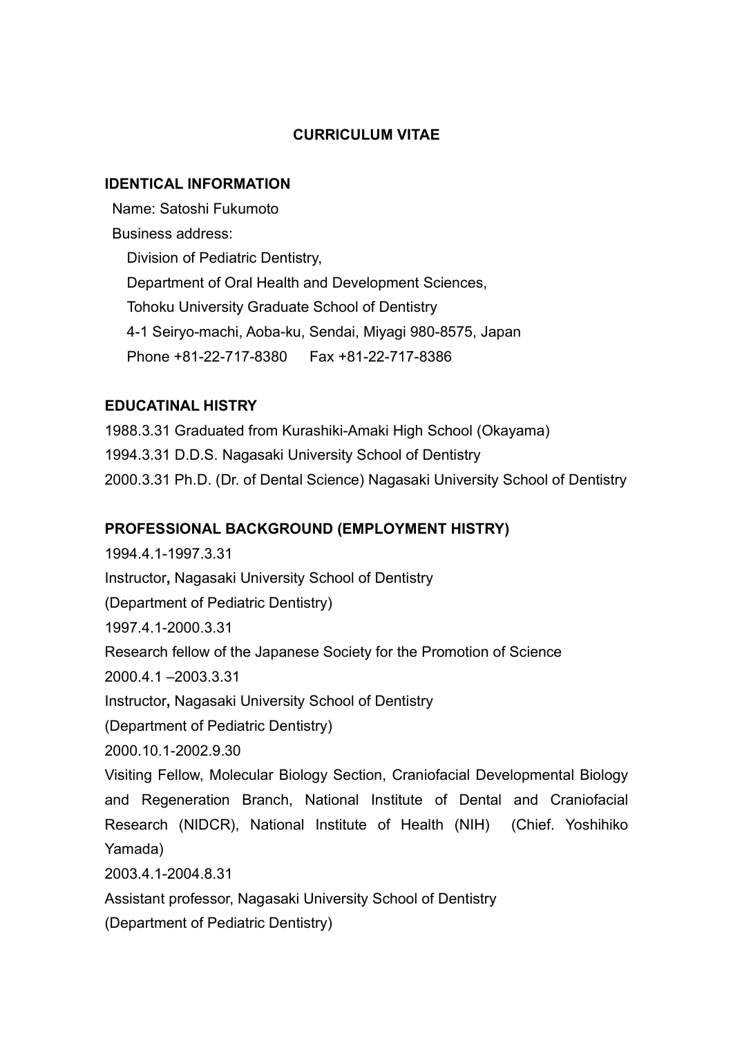# CURRICULUM VITAE

## IDENTICAL INFORMATION

Name: Satoshi Fukumoto

Business address:

Division of Pediatric Dentistry,
Department of Oral Health and Development Sciences,
Tohoku University Graduate School of Dentistry
4-1 Seiryo-machi, Aoba-ku, Sendai, Miyagi 980-8575, Japan
Phone +81-22-717-8380 Fax +81-22-717-8386

## EDUCATINAL HISTRY

1988.3.31 Graduated from Kurashiki-Amaki High School (Okayama)
1994.3.31 D.D.S. Nagasaki University School of Dentistry
2000.3.31 Ph.D. (Dr. of Dental Science) Nagasaki University School of Dentistry

## PROFESSIONAL BACKGROUND (EMPLOYMENT HISTRY)

1994.4.1-1997.3.31
Instructor**,** Nagasaki University School of Dentistry
(Department of Pediatric Dentistry)

1997.4.1-2000.3.31
Research fellow of the Japanese Society for the Promotion of Science

2000.4.1 –2003.3.31
Instructor**,** Nagasaki University School of Dentistry
(Department of Pediatric Dentistry)

2000.10.1-2002.9.30
Visiting Fellow, Molecular Biology Section, Craniofacial Developmental Biology and Regeneration Branch, National Institute of Dental and Craniofacial Research (NIDCR), National Institute of Health (NIH) (Chief. Yoshihiko Yamada)

2003.4.1-2004.8.31
Assistant professor, Nagasaki University School of Dentistry
(Department of Pediatric Dentistry)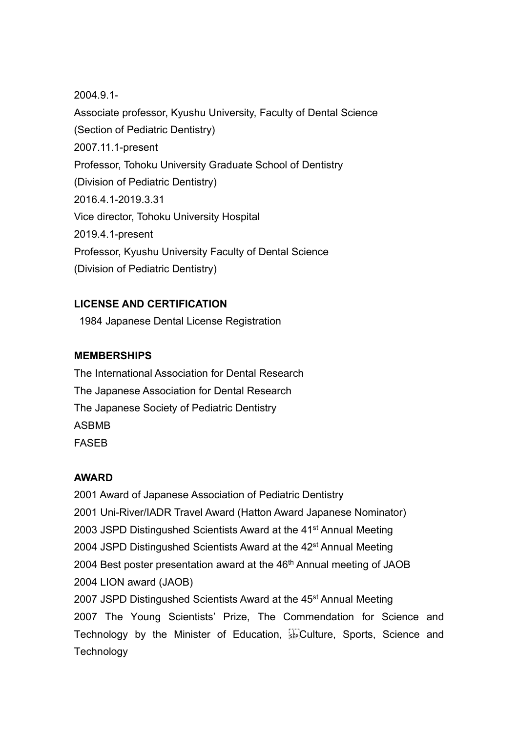2004.9.1-

Associate professor, Kyushu University, Faculty of Dental Science

(Section of Pediatric Dentistry)

2007.11.1-present

Professor, Tohoku University Graduate School of Dentistry

(Division of Pediatric Dentistry)

2016.4.1-2019.3.31

Vice director, Tohoku University Hospital

2019.4.1-present

Professor, Kyushu University Faculty of Dental Science

(Division of Pediatric Dentistry)

**LICENSE AND CERTIFICATION**

1984 Japanese Dental License Registration

**MEMBERSHIPS**

The International Association for Dental Research

The Japanese Association for Dental Research

The Japanese Society of Pediatric Dentistry

ASBMB

FASEB

**AWARD**

2001 Award of Japanese Association of Pediatric Dentistry

2001 Uni-River/IADR Travel Award (Hatton Award Japanese Nominator)

2003 JSPD Distingushed Scientists Award at the 41st Annual Meeting

2004 JSPD Distingushed Scientists Award at the 42st Annual Meeting

2004 Best poster presentation award at the 46th Annual meeting of JAOB

2004 LION award (JAOB)

2007 JSPD Distingushed Scientists Award at the 45st Annual Meeting

2007 The Young Scientists' Prize, The Commendation for Science and Technology by the Minister of Education, Culture, Sports, Science and Technology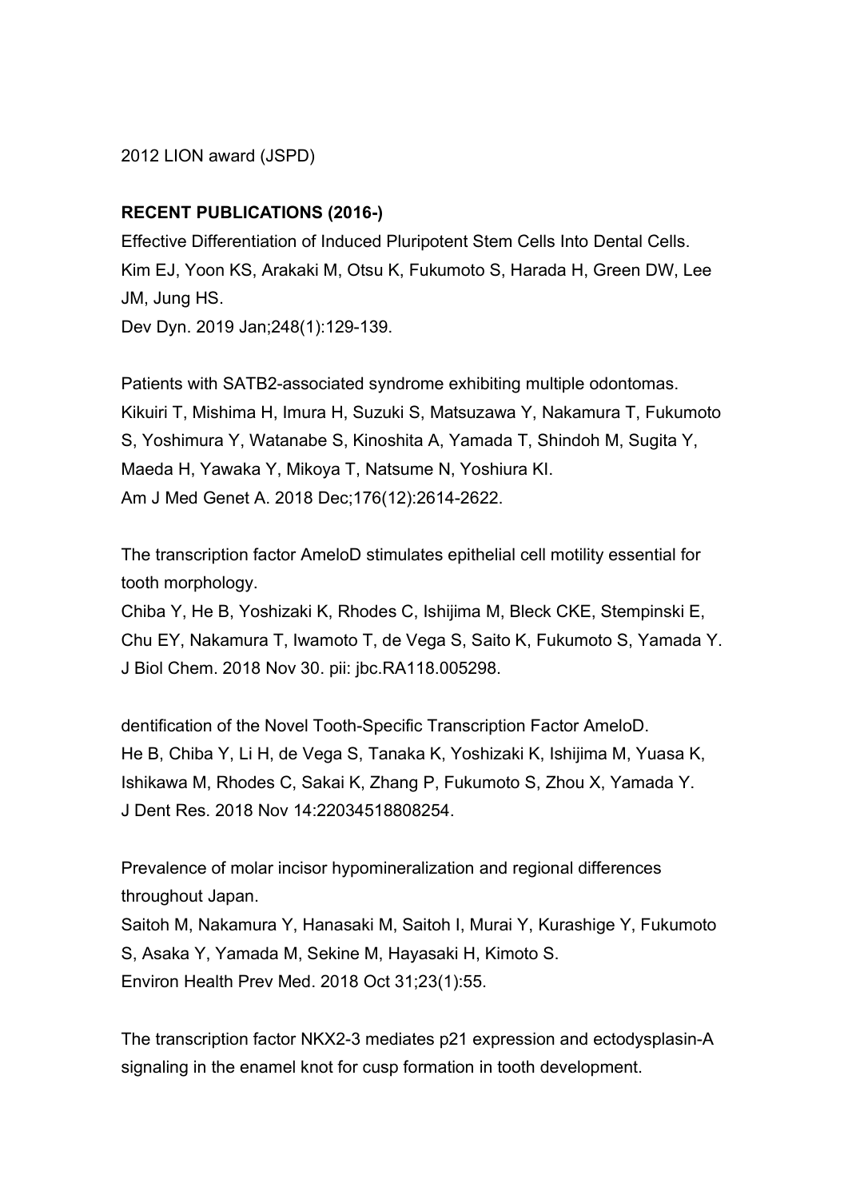2012 LION award (JSPD)

**RECENT PUBLICATIONS (2016-)**

Effective Differentiation of Induced Pluripotent Stem Cells Into Dental Cells.
Kim EJ, Yoon KS, Arakaki M, Otsu K, Fukumoto S, Harada H, Green DW, Lee JM, Jung HS.
Dev Dyn. 2019 Jan;248(1):129-139.

Patients with SATB2-associated syndrome exhibiting multiple odontomas.
Kikuiri T, Mishima H, Imura H, Suzuki S, Matsuzawa Y, Nakamura T, Fukumoto S, Yoshimura Y, Watanabe S, Kinoshita A, Yamada T, Shindoh M, Sugita Y, Maeda H, Yawaka Y, Mikoya T, Natsume N, Yoshiura KI.
Am J Med Genet A. 2018 Dec;176(12):2614-2622.

The transcription factor AmeloD stimulates epithelial cell motility essential for tooth morphology.
Chiba Y, He B, Yoshizaki K, Rhodes C, Ishijima M, Bleck CKE, Stempinski E, Chu EY, Nakamura T, Iwamoto T, de Vega S, Saito K, Fukumoto S, Yamada Y.
J Biol Chem. 2018 Nov 30. pii: jbc.RA118.005298.

dentification of the Novel Tooth-Specific Transcription Factor AmeloD.
He B, Chiba Y, Li H, de Vega S, Tanaka K, Yoshizaki K, Ishijima M, Yuasa K, Ishikawa M, Rhodes C, Sakai K, Zhang P, Fukumoto S, Zhou X, Yamada Y.
J Dent Res. 2018 Nov 14:22034518808254.

Prevalence of molar incisor hypomineralization and regional differences throughout Japan.
Saitoh M, Nakamura Y, Hanasaki M, Saitoh I, Murai Y, Kurashige Y, Fukumoto S, Asaka Y, Yamada M, Sekine M, Hayasaki H, Kimoto S.
Environ Health Prev Med. 2018 Oct 31;23(1):55.

The transcription factor NKX2-3 mediates p21 expression and ectodysplasin-A signaling in the enamel knot for cusp formation in tooth development.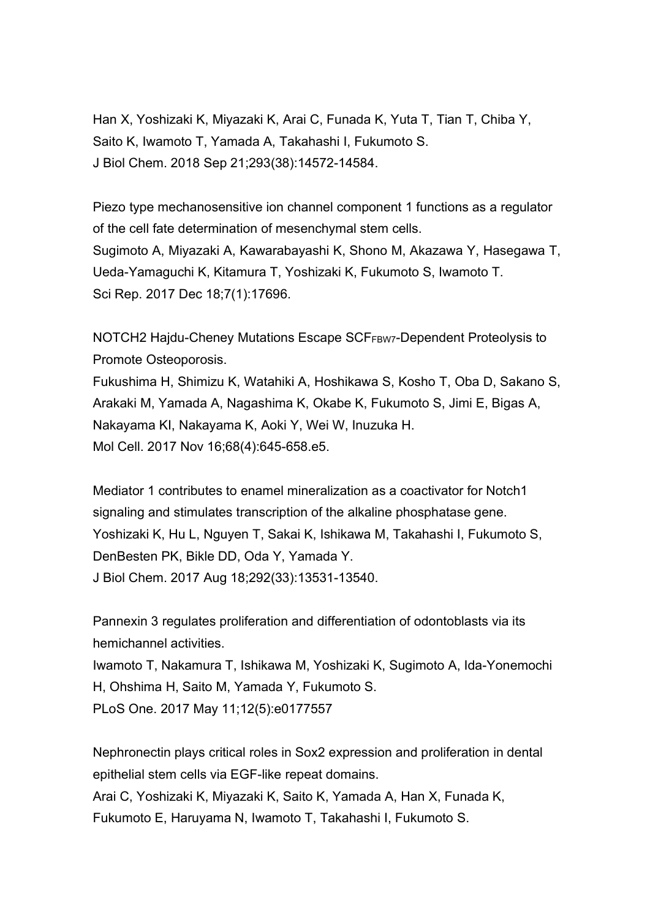Han X, Yoshizaki K, Miyazaki K, Arai C, Funada K, Yuta T, Tian T, Chiba Y, Saito K, Iwamoto T, Yamada A, Takahashi I, Fukumoto S.
J Biol Chem. 2018 Sep 21;293(38):14572-14584.

Piezo type mechanosensitive ion channel component 1 functions as a regulator of the cell fate determination of mesenchymal stem cells.
Sugimoto A, Miyazaki A, Kawarabayashi K, Shono M, Akazawa Y, Hasegawa T, Ueda-Yamaguchi K, Kitamura T, Yoshizaki K, Fukumoto S, Iwamoto T.
Sci Rep. 2017 Dec 18;7(1):17696.

NOTCH2 Hajdu-Cheney Mutations Escape $SCF_{FBW7}$-Dependent Proteolysis to Promote Osteoporosis.
Fukushima H, Shimizu K, Watahiki A, Hoshikawa S, Kosho T, Oba D, Sakano S, Arakaki M, Yamada A, Nagashima K, Okabe K, Fukumoto S, Jimi E, Bigas A, Nakayama KI, Nakayama K, Aoki Y, Wei W, Inuzuka H.
Mol Cell. 2017 Nov 16;68(4):645-658.e5.

Mediator 1 contributes to enamel mineralization as a coactivator for Notch1 signaling and stimulates transcription of the alkaline phosphatase gene.
Yoshizaki K, Hu L, Nguyen T, Sakai K, Ishikawa M, Takahashi I, Fukumoto S, DenBesten PK, Bikle DD, Oda Y, Yamada Y.
J Biol Chem. 2017 Aug 18;292(33):13531-13540.

Pannexin 3 regulates proliferation and differentiation of odontoblasts via its hemichannel activities.
Iwamoto T, Nakamura T, Ishikawa M, Yoshizaki K, Sugimoto A, Ida-Yonemochi H, Ohshima H, Saito M, Yamada Y, Fukumoto S.
PLoS One. 2017 May 11;12(5):e0177557

Nephronectin plays critical roles in Sox2 expression and proliferation in dental epithelial stem cells via EGF-like repeat domains.
Arai C, Yoshizaki K, Miyazaki K, Saito K, Yamada A, Han X, Funada K, Fukumoto E, Haruyama N, Iwamoto T, Takahashi I, Fukumoto S.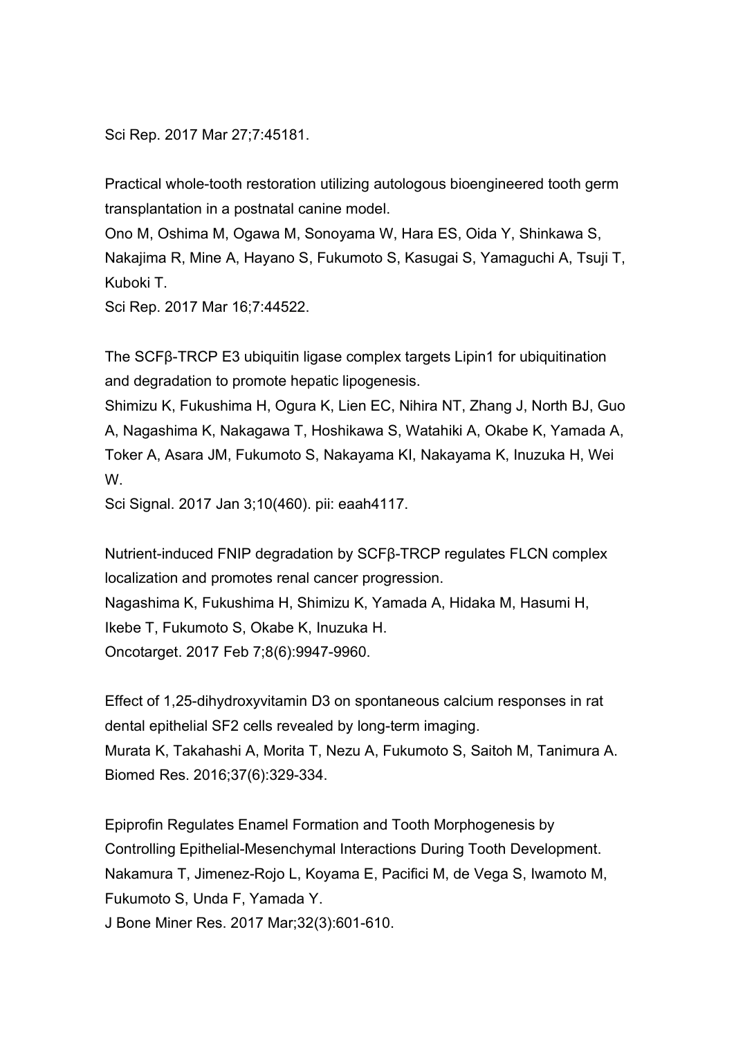Sci Rep. 2017 Mar 27;7:45181.

Practical whole-tooth restoration utilizing autologous bioengineered tooth germ transplantation in a postnatal canine model.
Ono M, Oshima M, Ogawa M, Sonoyama W, Hara ES, Oida Y, Shinkawa S, Nakajima R, Mine A, Hayano S, Fukumoto S, Kasugai S, Yamaguchi A, Tsuji T, Kuboki T.
Sci Rep. 2017 Mar 16;7:44522.

The SCFβ-TRCP E3 ubiquitin ligase complex targets Lipin1 for ubiquitination and degradation to promote hepatic lipogenesis.
Shimizu K, Fukushima H, Ogura K, Lien EC, Nihira NT, Zhang J, North BJ, Guo A, Nagashima K, Nakagawa T, Hoshikawa S, Watahiki A, Okabe K, Yamada A, Toker A, Asara JM, Fukumoto S, Nakayama KI, Nakayama K, Inuzuka H, Wei W.
Sci Signal. 2017 Jan 3;10(460). pii: eaah4117.

Nutrient-induced FNIP degradation by SCFβ-TRCP regulates FLCN complex localization and promotes renal cancer progression.
Nagashima K, Fukushima H, Shimizu K, Yamada A, Hidaka M, Hasumi H, Ikebe T, Fukumoto S, Okabe K, Inuzuka H.
Oncotarget. 2017 Feb 7;8(6):9947-9960.

Effect of 1,25-dihydroxyvitamin D3 on spontaneous calcium responses in rat dental epithelial SF2 cells revealed by long-term imaging.
Murata K, Takahashi A, Morita T, Nezu A, Fukumoto S, Saitoh M, Tanimura A.
Biomed Res. 2016;37(6):329-334.

Epiprofin Regulates Enamel Formation and Tooth Morphogenesis by Controlling Epithelial-Mesenchymal Interactions During Tooth Development.
Nakamura T, Jimenez-Rojo L, Koyama E, Pacifici M, de Vega S, Iwamoto M, Fukumoto S, Unda F, Yamada Y.
J Bone Miner Res. 2017 Mar;32(3):601-610.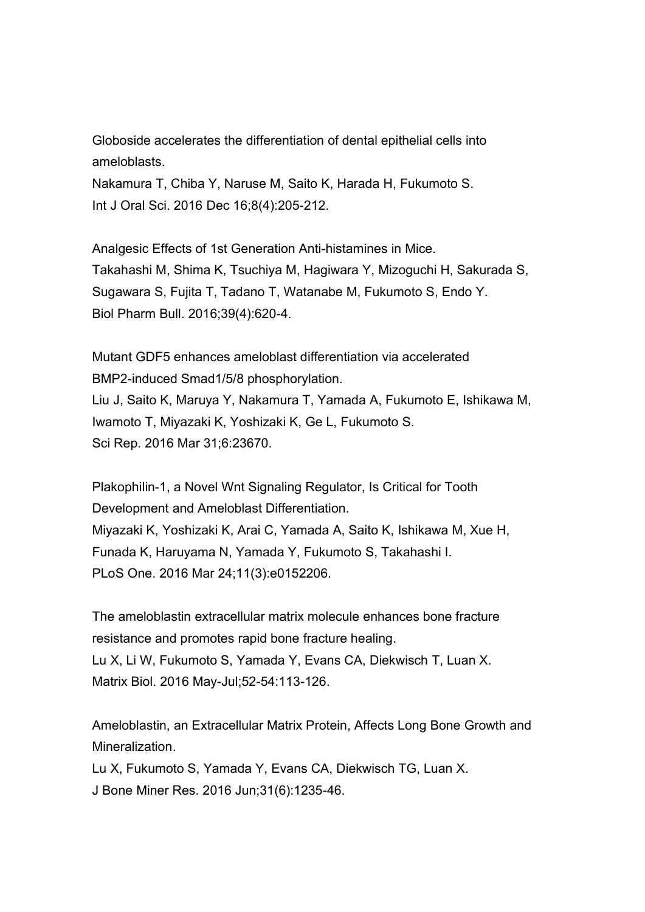Globoside accelerates the differentiation of dental epithelial cells into ameloblasts.
Nakamura T, Chiba Y, Naruse M, Saito K, Harada H, Fukumoto S.
Int J Oral Sci. 2016 Dec 16;8(4):205-212.

Analgesic Effects of 1st Generation Anti-histamines in Mice.
Takahashi M, Shima K, Tsuchiya M, Hagiwara Y, Mizoguchi H, Sakurada S, Sugawara S, Fujita T, Tadano T, Watanabe M, Fukumoto S, Endo Y.
Biol Pharm Bull. 2016;39(4):620-4.

Mutant GDF5 enhances ameloblast differentiation via accelerated BMP2-induced Smad1/5/8 phosphorylation.
Liu J, Saito K, Maruya Y, Nakamura T, Yamada A, Fukumoto E, Ishikawa M, Iwamoto T, Miyazaki K, Yoshizaki K, Ge L, Fukumoto S.
Sci Rep. 2016 Mar 31;6:23670.

Plakophilin-1, a Novel Wnt Signaling Regulator, Is Critical for Tooth Development and Ameloblast Differentiation.
Miyazaki K, Yoshizaki K, Arai C, Yamada A, Saito K, Ishikawa M, Xue H, Funada K, Haruyama N, Yamada Y, Fukumoto S, Takahashi I.
PLoS One. 2016 Mar 24;11(3):e0152206.

The ameloblastin extracellular matrix molecule enhances bone fracture resistance and promotes rapid bone fracture healing.
Lu X, Li W, Fukumoto S, Yamada Y, Evans CA, Diekwisch T, Luan X.
Matrix Biol. 2016 May-Jul;52-54:113-126.

Ameloblastin, an Extracellular Matrix Protein, Affects Long Bone Growth and Mineralization.
Lu X, Fukumoto S, Yamada Y, Evans CA, Diekwisch TG, Luan X.
J Bone Miner Res. 2016 Jun;31(6):1235-46.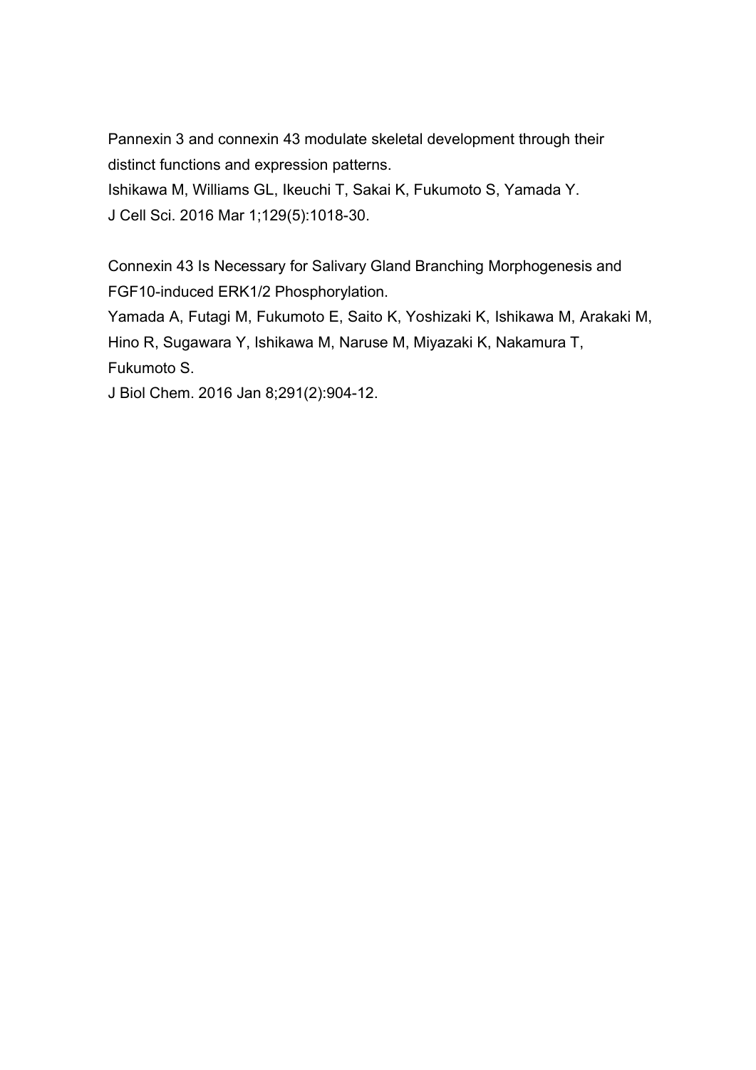Pannexin 3 and connexin 43 modulate skeletal development through their distinct functions and expression patterns.
Ishikawa M, Williams GL, Ikeuchi T, Sakai K, Fukumoto S, Yamada Y.
J Cell Sci. 2016 Mar 1;129(5):1018-30.

Connexin 43 Is Necessary for Salivary Gland Branching Morphogenesis and FGF10-induced ERK1/2 Phosphorylation.
Yamada A, Futagi M, Fukumoto E, Saito K, Yoshizaki K, Ishikawa M, Arakaki M, Hino R, Sugawara Y, Ishikawa M, Naruse M, Miyazaki K, Nakamura T, Fukumoto S.
J Biol Chem. 2016 Jan 8;291(2):904-12.